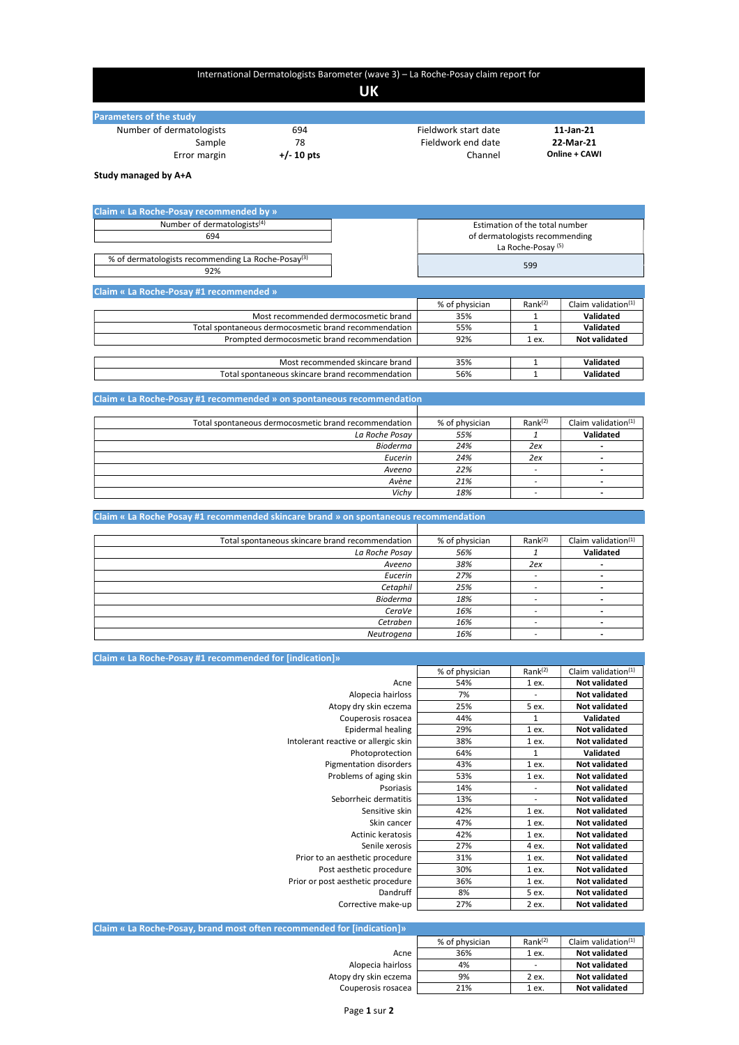# International Dermatologists Barometer (wave 3) – La Roche-Posay claim report for UK

## Parameters of the study

| | | | |
|---|---|---|---|
| Number of dermatologists | 694 | Fieldwork start date | **11-Jan-21** |
| Sample | 78 | Fieldwork end date | **22-Mar-21** |
| Error margin | **+/- 10 pts** | Channel | **Online + CAWI** |

**Study managed by A+A**

## Claim « La Roche-Posay recommended by »

| Number of dermatologists[4] | Estimation of the total number of dermatologists recommending La Roche-Posay [5] |
|---|---|
| 694 | 599 |

| % of dermatologists recommending La Roche-Posay[3] |
|---|
| 92% |

## Claim « La Roche-Posay #1 recommended »

| | % of physician | Rank[2] | Claim validation[1] |
|---|---|---|---|
| Most recommended dermocosmetic brand | 35% | 1 | **Validated** |
| Total spontaneous dermocosmetic brand recommendation | 55% | 1 | **Validated** |
| Prompted dermocosmetic brand recommendation | 92% | 1 ex. | **Not validated** |

| | % of physician | Rank[2] | Claim validation[1] |
|---|---|---|---|
| Most recommended skincare brand | 35% | 1 | **Validated** |
| Total spontaneous skincare brand recommendation | 56% | 1 | **Validated** |

## Claim « La Roche-Posay #1 recommended » on spontaneous recommendation

| Total spontaneous dermocosmetic brand recommendation | % of physician | Rank[2] | Claim validation[1] |
|---|---|---|---|
| *La Roche Posay* | *55%* | *1* | **Validated** |
| *Bioderma* | *24%* | *2ex* | - |
| *Eucerin* | *24%* | *2ex* | - |
| *Aveeno* | *22%* | - | - |
| *Avène* | *21%* | - | - |
| *Vichy* | *18%* | - | - |

## Claim « La Roche Posay #1 recommended skincare brand » on spontaneous recommendation

| Total spontaneous skincare brand recommendation | % of physician | Rank[2] | Claim validation[1] |
|---|---|---|---|
| *La Roche Posay* | *56%* | *1* | **Validated** |
| *Aveeno* | *38%* | *2ex* | - |
| *Eucerin* | *27%* | - | - |
| *Cetaphil* | *25%* | - | - |
| *Bioderma* | *18%* | - | - |
| *CeraVe* | *16%* | - | - |
| *Cetraben* | *16%* | - | - |
| *Neutrogena* | *16%* | - | - |

## Claim « La Roche-Posay #1 recommended for [indication]»

| | % of physician | Rank[2] | Claim validation[1] |
|---|---|---|---|
| Acne | 54% | 1 ex. | **Not validated** |
| Alopecia hairloss | 7% | - | **Not validated** |
| Atopy dry skin eczema | 25% | 5 ex. | **Not validated** |
| Couperosis rosacea | 44% | 1 | **Validated** |
| Epidermal healing | 29% | 1 ex. | **Not validated** |
| Intolerant reactive or allergic skin | 38% | 1 ex. | **Not validated** |
| Photoprotection | 64% | 1 | **Validated** |
| Pigmentation disorders | 43% | 1 ex. | **Not validated** |
| Problems of aging skin | 53% | 1 ex. | **Not validated** |
| Psoriasis | 14% | - | **Not validated** |
| Seborrheic dermatitis | 13% | - | **Not validated** |
| Sensitive skin | 42% | 1 ex. | **Not validated** |
| Skin cancer | 47% | 1 ex. | **Not validated** |
| Actinic keratosis | 42% | 1 ex. | **Not validated** |
| Senile xerosis | 27% | 4 ex. | **Not validated** |
| Prior to an aesthetic procedure | 31% | 1 ex. | **Not validated** |
| Post aesthetic procedure | 30% | 1 ex. | **Not validated** |
| Prior or post aesthetic procedure | 36% | 1 ex. | **Not validated** |
| Dandruff | 8% | 5 ex. | **Not validated** |
| Corrective make-up | 27% | 2 ex. | **Not validated** |

## Claim « La Roche-Posay, brand most often recommended for [indication]»

| | % of physician | Rank[2] | Claim validation[1] |
|---|---|---|---|
| Acne | 36% | 1 ex. | **Not validated** |
| Alopecia hairloss | 4% | - | **Not validated** |
| Atopy dry skin eczema | 9% | 2 ex. | **Not validated** |
| Couperosis rosacea | 21% | 1 ex. | **Not validated** |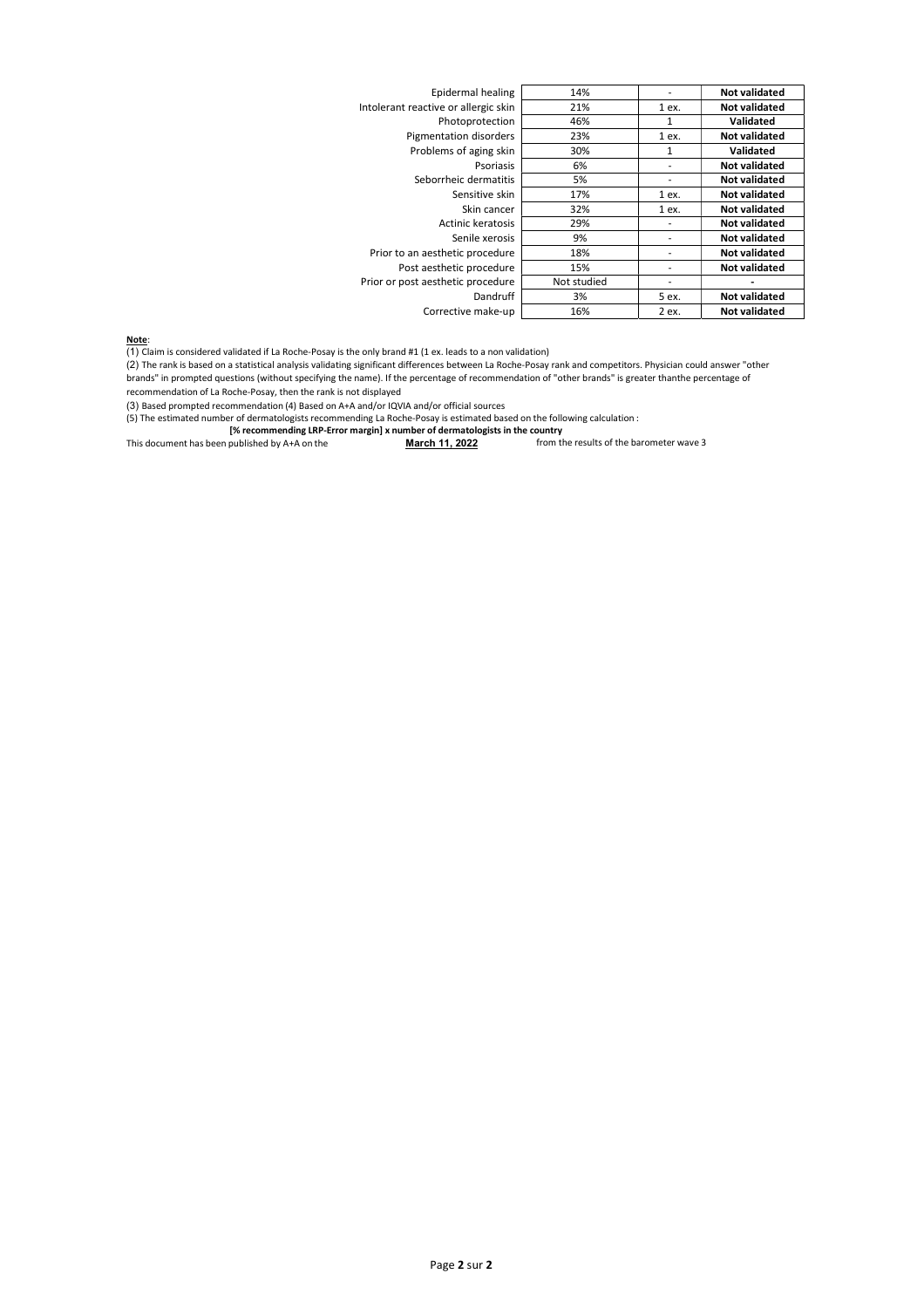| | | | |
|---|---|---|---|
| Epidermal healing | 14% | - | **Not validated** |
| Intolerant reactive or allergic skin | 21% | 1 ex. | **Not validated** |
| Photoprotection | 46% | 1 | **Validated** |
| Pigmentation disorders | 23% | 1 ex. | **Not validated** |
| Problems of aging skin | 30% | 1 | **Validated** |
| Psoriasis | 6% | - | **Not validated** |
| Seborrheic dermatitis | 5% | - | **Not validated** |
| Sensitive skin | 17% | 1 ex. | **Not validated** |
| Skin cancer | 32% | 1 ex. | **Not validated** |
| Actinic keratosis | 29% | - | **Not validated** |
| Senile xerosis | 9% | - | **Not validated** |
| Prior to an aesthetic procedure | 18% | - | **Not validated** |
| Post aesthetic procedure | 15% | - | **Not validated** |
| Prior or post aesthetic procedure | Not studied | - | - |
| Dandruff | 3% | 5 ex. | **Not validated** |
| Corrective make-up | 16% | 2 ex. | **Not validated** |

**Note**:

(1) Claim is considered validated if La Roche-Posay is the only brand #1 (1 ex. leads to a non validation)

(2) The rank is based on a statistical analysis validating significant differences between La Roche-Posay rank and competitors. Physician could answer "other brands" in prompted questions (without specifying the name). If the percentage of recommendation of "other brands" is greater thanthe percentage of recommendation of La Roche-Posay, then the rank is not displayed

(3) Based prompted recommendation (4) Based on A+A and/or IQVIA and/or official sources

(5) The estimated number of dermatologists recommending La Roche-Posay is estimated based on the following calculation :

**[% recommending LRP-Error margin] x number of dermatologists in the country**

This document has been published by A+A on the **March 11, 2022** from the results of the barometer wave 3